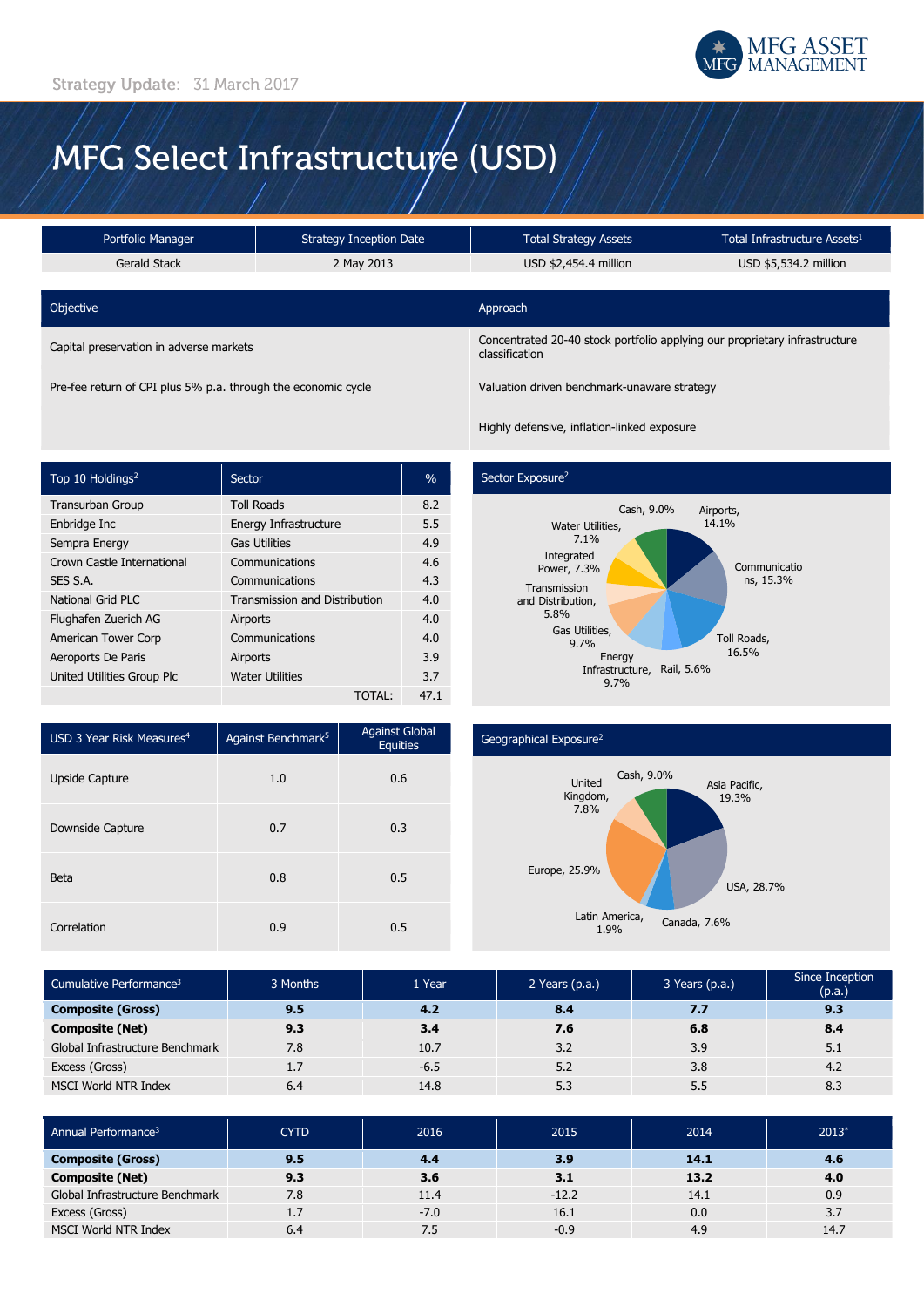MFG ASSET MANAGEMENT

Strategy Update: 31 March 2017

# MFG Select Infrastructure (USD)

| Portfolio Manager | Strategy Inception Date | Total Strategy Assets | Total Infrastructure Assets[1] |
|---|---|---|---|
| Gerald Stack | 2 May 2013 | USD $2,454.4 million | USD $5,534.2 million |

| Objective | Approach |
|---|---|
| Capital preservation in adverse markets | Concentrated 20-40 stock portfolio applying our proprietary infrastructure classification |
| Pre-fee return of CPI plus 5% p.a. through the economic cycle | Valuation driven benchmark-unaware strategy |
| | Highly defensive, inflation-linked exposure |

| Top 10 Holdings[2] | Sector | % |
|---|---|---|
| Transurban Group | Toll Roads | 8.2 |
| Enbridge Inc | Energy Infrastructure | 5.5 |
| Sempra Energy | Gas Utilities | 4.9 |
| Crown Castle International | Communications | 4.6 |
| SES S.A. | Communications | 4.3 |
| National Grid PLC | Transmission and Distribution | 4.0 |
| Flughafen Zuerich AG | Airports | 4.0 |
| American Tower Corp | Communications | 4.0 |
| Aeroports De Paris | Airports | 3.9 |
| United Utilities Group Plc | Water Utilities | 3.7 |
| | TOTAL: | 47.1 |

**Sector Exposure[2]**

- Airports, 14.1%
- Communications, 15.3%
- Toll Roads, 16.5%
- Rail, 5.6%
- Energy Infrastructure, 9.7%
- Gas Utilities, 9.7%
- Transmission and Distribution, 5.8%
- Integrated Power, 7.3%
- Water Utilities, 7.1%
- Cash, 9.0%

| USD 3 Year Risk Measures[4] | Against Benchmark[5] | Against Global Equities |
|---|---|---|
| Upside Capture | 1.0 | 0.6 |
| Downside Capture | 0.7 | 0.3 |
| Beta | 0.8 | 0.5 |
| Correlation | 0.9 | 0.5 |

**Geographical Exposure[2]**

- Asia Pacific, 19.3%
- USA, 28.7%
- Canada, 7.6%
- Latin America, 1.9%
- Europe, 25.9%
- United Kingdom, 7.8%
- Cash, 9.0%

| Cumulative Performance[3] | 3 Months | 1 Year | 2 Years (p.a.) | 3 Years (p.a.) | Since Inception (p.a.) |
|---|---|---|---|---|---|
| **Composite (Gross)** | **9.5** | **4.2** | **8.4** | **7.7** | **9.3** |
| **Composite (Net)** | **9.3** | **3.4** | **7.6** | **6.8** | **8.4** |
| Global Infrastructure Benchmark | 7.8 | 10.7 | 3.2 | 3.9 | 5.1 |
| Excess (Gross) | 1.7 | -6.5 | 5.2 | 3.8 | 4.2 |
| MSCI World NTR Index | 6.4 | 14.8 | 5.3 | 5.5 | 8.3 |

| Annual Performance[3] | CYTD | 2016 | 2015 | 2014 | 2013* |
|---|---|---|---|---|---|
| **Composite (Gross)** | **9.5** | **4.4** | **3.9** | **14.1** | **4.6** |
| **Composite (Net)** | **9.3** | **3.6** | **3.1** | **13.2** | **4.0** |
| Global Infrastructure Benchmark | 7.8 | 11.4 | -12.2 | 14.1 | 0.9 |
| Excess (Gross) | 1.7 | -7.0 | 16.1 | 0.0 | 3.7 |
| MSCI World NTR Index | 6.4 | 7.5 | -0.9 | 4.9 | 14.7 |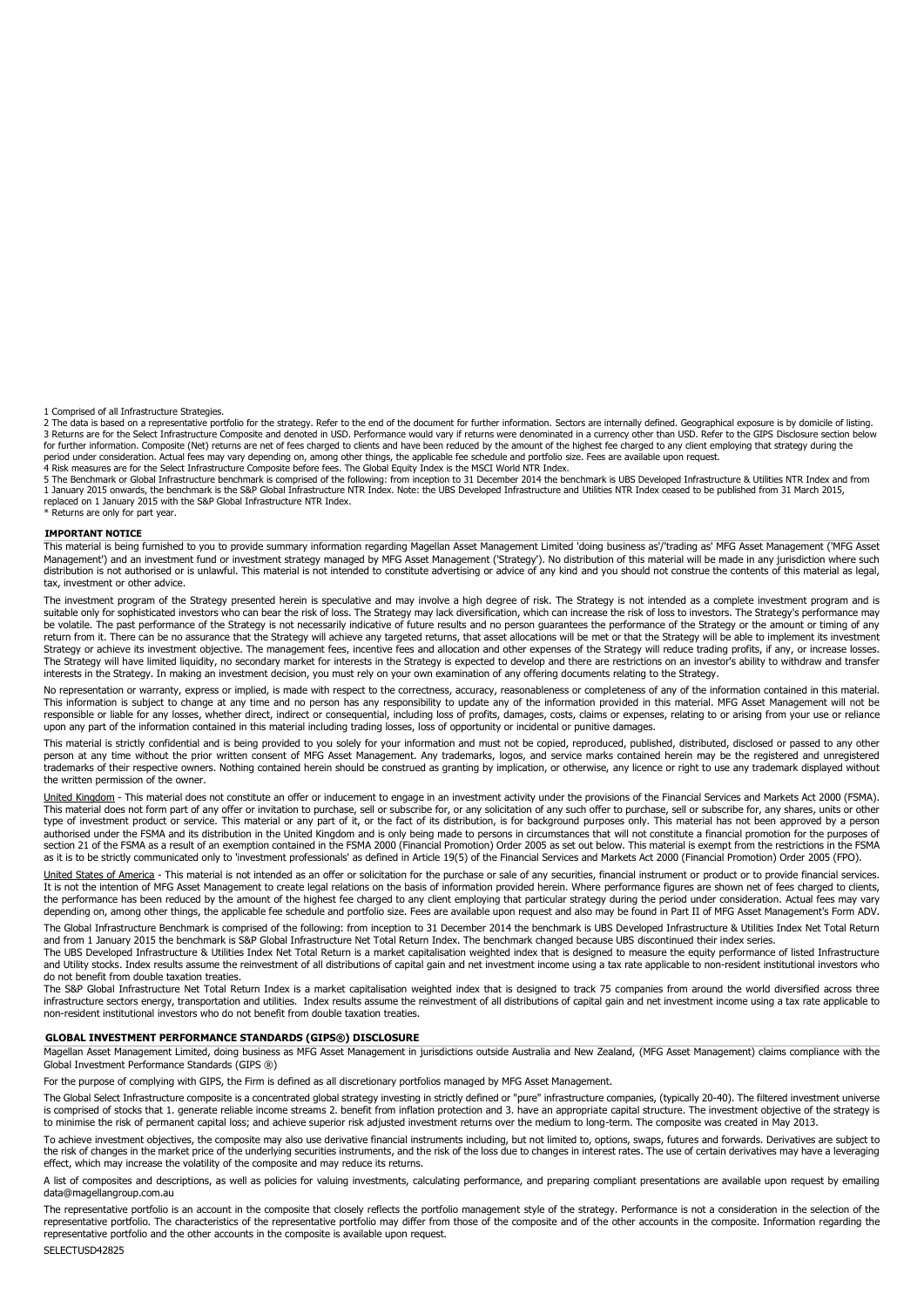1 Comprised of all Infrastructure Strategies.

2 The data is based on a representative portfolio for the strategy. Refer to the end of the document for further information. Sectors are internally defined. Geographical exposure is by domicile of listing.

3 Returns are for the Select Infrastructure Composite and denoted in USD. Performance would vary if returns were denominated in a currency other than USD. Refer to the GIPS Disclosure section below for further information. Composite (Net) returns are net of fees charged to clients and have been reduced by the amount of the highest fee charged to any client employing that strategy during the period under consideration. Actual fees may vary depending on, among other things, the applicable fee schedule and portfolio size. Fees are available upon request.

4 Risk measures are for the Select Infrastructure Composite before fees. The Global Equity Index is the MSCI World NTR Index.

5 The Benchmark or Global Infrastructure benchmark is comprised of the following: from inception to 31 December 2014 the benchmark is UBS Developed Infrastructure & Utilities NTR Index and from 1 January 2015 onwards, the benchmark is the S&P Global Infrastructure NTR Index. Note: the UBS Developed Infrastructure and Utilities NTR Index ceased to be published from 31 March 2015, replaced on 1 January 2015 with the S&P Global Infrastructure NTR Index.

* Returns are only for part year.

## IMPORTANT NOTICE

This material is being furnished to you to provide summary information regarding Magellan Asset Management Limited 'doing business as'/'trading as' MFG Asset Management ('MFG Asset Management') and an investment fund or investment strategy managed by MFG Asset Management ('Strategy'). No distribution of this material will be made in any jurisdiction where such distribution is not authorised or is unlawful. This material is not intended to constitute advertising or advice of any kind and you should not construe the contents of this material as legal, tax, investment or other advice.

The investment program of the Strategy presented herein is speculative and may involve a high degree of risk. The Strategy is not intended as a complete investment program and is suitable only for sophisticated investors who can bear the risk of loss. The Strategy may lack diversification, which can increase the risk of loss to investors. The Strategy's performance may be volatile. The past performance of the Strategy is not necessarily indicative of future results and no person guarantees the performance of the Strategy or the amount or timing of any return from it. There can be no assurance that the Strategy will achieve any targeted returns, that asset allocations will be met or that the Strategy will be able to implement its investment Strategy or achieve its investment objective. The management fees, incentive fees and allocation and other expenses of the Strategy will reduce trading profits, if any, or increase losses. The Strategy will have limited liquidity, no secondary market for interests in the Strategy is expected to develop and there are restrictions on an investor's ability to withdraw and transfer interests in the Strategy. In making an investment decision, you must rely on your own examination of any offering documents relating to the Strategy.

No representation or warranty, express or implied, is made with respect to the correctness, accuracy, reasonableness or completeness of any of the information contained in this material. This information is subject to change at any time and no person has any responsibility to update any of the information provided in this material. MFG Asset Management will not be responsible or liable for any losses, whether direct, indirect or consequential, including loss of profits, damages, costs, claims or expenses, relating to or arising from your use or reliance upon any part of the information contained in this material including trading losses, loss of opportunity or incidental or punitive damages.

This material is strictly confidential and is being provided to you solely for your information and must not be copied, reproduced, published, distributed, disclosed or passed to any other person at any time without the prior written consent of MFG Asset Management. Any trademarks, logos, and service marks contained herein may be the registered and unregistered trademarks of their respective owners. Nothing contained herein should be construed as granting by implication, or otherwise, any licence or right to use any trademark displayed without the written permission of the owner.

United Kingdom - This material does not constitute an offer or inducement to engage in an investment activity under the provisions of the Financial Services and Markets Act 2000 (FSMA). This material does not form part of any offer or invitation to purchase, sell or subscribe for, or any solicitation of any such offer to purchase, sell or subscribe for, any shares, units or other type of investment product or service. This material or any part of it, or the fact of its distribution, is for background purposes only. This material has not been approved by a person authorised under the FSMA and its distribution in the United Kingdom and is only being made to persons in circumstances that will not constitute a financial promotion for the purposes of section 21 of the FSMA as a result of an exemption contained in the FSMA 2000 (Financial Promotion) Order 2005 as set out below. This material is exempt from the restrictions in the FSMA as it is to be strictly communicated only to 'investment professionals' as defined in Article 19(5) of the Financial Services and Markets Act 2000 (Financial Promotion) Order 2005 (FPO).

United States of America - This material is not intended as an offer or solicitation for the purchase or sale of any securities, financial instrument or product or to provide financial services. It is not the intention of MFG Asset Management to create legal relations on the basis of information provided herein. Where performance figures are shown net of fees charged to clients, the performance has been reduced by the amount of the highest fee charged to any client employing that particular strategy during the period under consideration. Actual fees may vary depending on, among other things, the applicable fee schedule and portfolio size. Fees are available upon request and also may be found in Part II of MFG Asset Management's Form ADV.

The Global Infrastructure Benchmark is comprised of the following: from inception to 31 December 2014 the benchmark is UBS Developed Infrastructure & Utilities Index Net Total Return and from 1 January 2015 the benchmark is S&P Global Infrastructure Net Total Return Index. The benchmark changed because UBS discontinued their index series.

The UBS Developed Infrastructure & Utilities Index Net Total Return is a market capitalisation weighted index that is designed to measure the equity performance of listed Infrastructure and Utility stocks. Index results assume the reinvestment of all distributions of capital gain and net investment income using a tax rate applicable to non-resident institutional investors who do not benefit from double taxation treaties.

The S&P Global Infrastructure Net Total Return Index is a market capitalisation weighted index that is designed to track 75 companies from around the world diversified across three infrastructure sectors energy, transportation and utilities. Index results assume the reinvestment of all distributions of capital gain and net investment income using a tax rate applicable to non-resident institutional investors who do not benefit from double taxation treaties.

## GLOBAL INVESTMENT PERFORMANCE STANDARDS (GIPS®) DISCLOSURE

Magellan Asset Management Limited, doing business as MFG Asset Management in jurisdictions outside Australia and New Zealand, (MFG Asset Management) claims compliance with the Global Investment Performance Standards (GIPS ®)

For the purpose of complying with GIPS, the Firm is defined as all discretionary portfolios managed by MFG Asset Management.

The Global Select Infrastructure composite is a concentrated global strategy investing in strictly defined or "pure" infrastructure companies, (typically 20-40). The filtered investment universe is comprised of stocks that 1. generate reliable income streams 2. benefit from inflation protection and 3. have an appropriate capital structure. The investment objective of the strategy is to minimise the risk of permanent capital loss; and achieve superior risk adjusted investment returns over the medium to long-term. The composite was created in May 2013.

To achieve investment objectives, the composite may also use derivative financial instruments including, but not limited to, options, swaps, futures and forwards. Derivatives are subject to the risk of changes in the market price of the underlying securities instruments, and the risk of the loss due to changes in interest rates. The use of certain derivatives may have a leveraging effect, which may increase the volatility of the composite and may reduce its returns.

A list of composites and descriptions, as well as policies for valuing investments, calculating performance, and preparing compliant presentations are available upon request by emailing data@magellangroup.com.au

The representative portfolio is an account in the composite that closely reflects the portfolio management style of the strategy. Performance is not a consideration in the selection of the representative portfolio. The characteristics of the representative portfolio may differ from those of the composite and of the other accounts in the composite. Information regarding the representative portfolio and the other accounts in the composite is available upon request.

SELECTUSD42825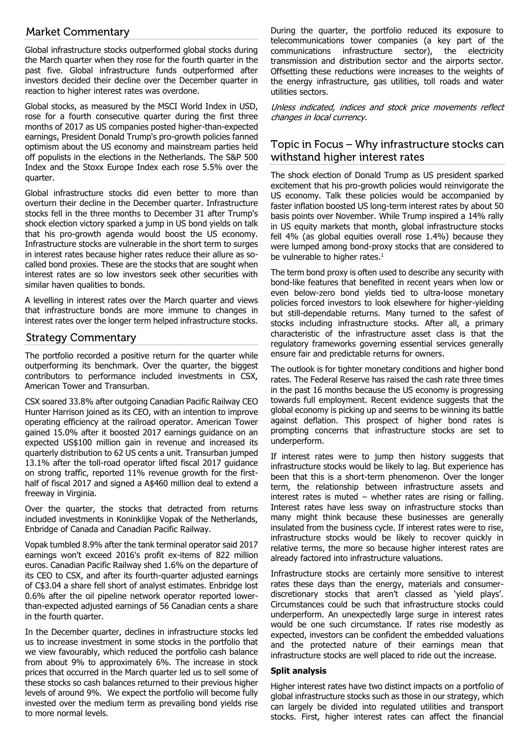## Market Commentary

Global infrastructure stocks outperformed global stocks during the March quarter when they rose for the fourth quarter in the past five. Global infrastructure funds outperformed after investors decided their decline over the December quarter in reaction to higher interest rates was overdone.

Global stocks, as measured by the MSCI World Index in USD, rose for a fourth consecutive quarter during the first three months of 2017 as US companies posted higher-than-expected earnings, President Donald Trump's pro-growth policies fanned optimism about the US economy and mainstream parties held off populists in the elections in the Netherlands. The S&P 500 Index and the Stoxx Europe Index each rose 5.5% over the quarter.

Global infrastructure stocks did even better to more than overturn their decline in the December quarter. Infrastructure stocks fell in the three months to December 31 after Trump's shock election victory sparked a jump in US bond yields on talk that his pro-growth agenda would boost the US economy. Infrastructure stocks are vulnerable in the short term to surges in interest rates because higher rates reduce their allure as so-called bond proxies. These are the stocks that are sought when interest rates are so low investors seek other securities with similar haven qualities to bonds.

A levelling in interest rates over the March quarter and views that infrastructure bonds are more immune to changes in interest rates over the longer term helped infrastructure stocks.

## Strategy Commentary

The portfolio recorded a positive return for the quarter while outperforming its benchmark. Over the quarter, the biggest contributors to performance included investments in CSX, American Tower and Transurban.

CSX soared 33.8% after outgoing Canadian Pacific Railway CEO Hunter Harrison joined as its CEO, with an intention to improve operating efficiency at the railroad operator. American Tower gained 15.0% after it boosted 2017 earnings guidance on an expected US$100 million gain in revenue and increased its quarterly distribution to 62 US cents a unit. Transurban jumped 13.1% after the toll-road operator lifted fiscal 2017 guidance on strong traffic, reported 11% revenue growth for the first-half of fiscal 2017 and signed a A$460 million deal to extend a freeway in Virginia.

Over the quarter, the stocks that detracted from returns included investments in Koninklijke Vopak of the Netherlands, Enbridge of Canada and Canadian Pacific Railway.

Vopak tumbled 8.9% after the tank terminal operator said 2017 earnings won't exceed 2016's profit ex-items of 822 million euros. Canadian Pacific Railway shed 1.6% on the departure of its CEO to CSX, and after its fourth-quarter adjusted earnings of C$3.04 a share fell short of analyst estimates. Enbridge lost 0.6% after the oil pipeline network operator reported lower-than-expected adjusted earnings of 56 Canadian cents a share in the fourth quarter.

In the December quarter, declines in infrastructure stocks led us to increase investment in some stocks in the portfolio that we view favourably, which reduced the portfolio cash balance from about 9% to approximately 6%. The increase in stock prices that occurred in the March quarter led us to sell some of these stocks so cash balances returned to their previous higher levels of around 9%. We expect the portfolio will become fully invested over the medium term as prevailing bond yields rise to more normal levels.

During the quarter, the portfolio reduced its exposure to telecommunications tower companies (a key part of the communications infrastructure sector), the electricity transmission and distribution sector and the airports sector. Offsetting these reductions were increases to the weights of the energy infrastructure, gas utilities, toll roads and water utilities sectors.

*Unless indicated, indices and stock price movements reflect changes in local currency.*

## Topic in Focus – Why infrastructure stocks can withstand higher interest rates

The shock election of Donald Trump as US president sparked excitement that his pro-growth policies would reinvigorate the US economy. Talk these policies would be accompanied by faster inflation boosted US long-term interest rates by about 50 basis points over November. While Trump inspired a 14% rally in US equity markets that month, global infrastructure stocks fell 4% (as global equities overall rose 1.4%) because they were lumped among bond-proxy stocks that are considered to be vulnerable to higher rates.[1]

The term bond proxy is often used to describe any security with bond-like features that benefited in recent years when low or even below-zero bond yields tied to ultra-loose monetary policies forced investors to look elsewhere for higher-yielding but still-dependable returns. Many turned to the safest of stocks including infrastructure stocks. After all, a primary characteristic of the infrastructure asset class is that the regulatory frameworks governing essential services generally ensure fair and predictable returns for owners.

The outlook is for tighter monetary conditions and higher bond rates. The Federal Reserve has raised the cash rate three times in the past 16 months because the US economy is progressing towards full employment. Recent evidence suggests that the global economy is picking up and seems to be winning its battle against deflation. This prospect of higher bond rates is prompting concerns that infrastructure stocks are set to underperform.

If interest rates were to jump then history suggests that infrastructure stocks would be likely to lag. But experience has been that this is a short-term phenomenon. Over the longer term, the relationship between infrastructure assets and interest rates is muted – whether rates are rising or falling. Interest rates have less sway on infrastructure stocks than many might think because these businesses are generally insulated from the business cycle. If interest rates were to rise, infrastructure stocks would be likely to recover quickly in relative terms, the more so because higher interest rates are already factored into infrastructure valuations.

Infrastructure stocks are certainly more sensitive to interest rates these days than the energy, materials and consumer-discretionary stocks that aren't classed as 'yield plays'. Circumstances could be such that infrastructure stocks could underperform. An unexpectedly large surge in interest rates would be one such circumstance. If rates rise modestly as expected, investors can be confident the embedded valuations and the protected nature of their earnings mean that infrastructure stocks are well placed to ride out the increase.

**Split analysis**

Higher interest rates have two distinct impacts on a portfolio of global infrastructure stocks such as those in our strategy, which can largely be divided into regulated utilities and transport stocks. First, higher interest rates can affect the financial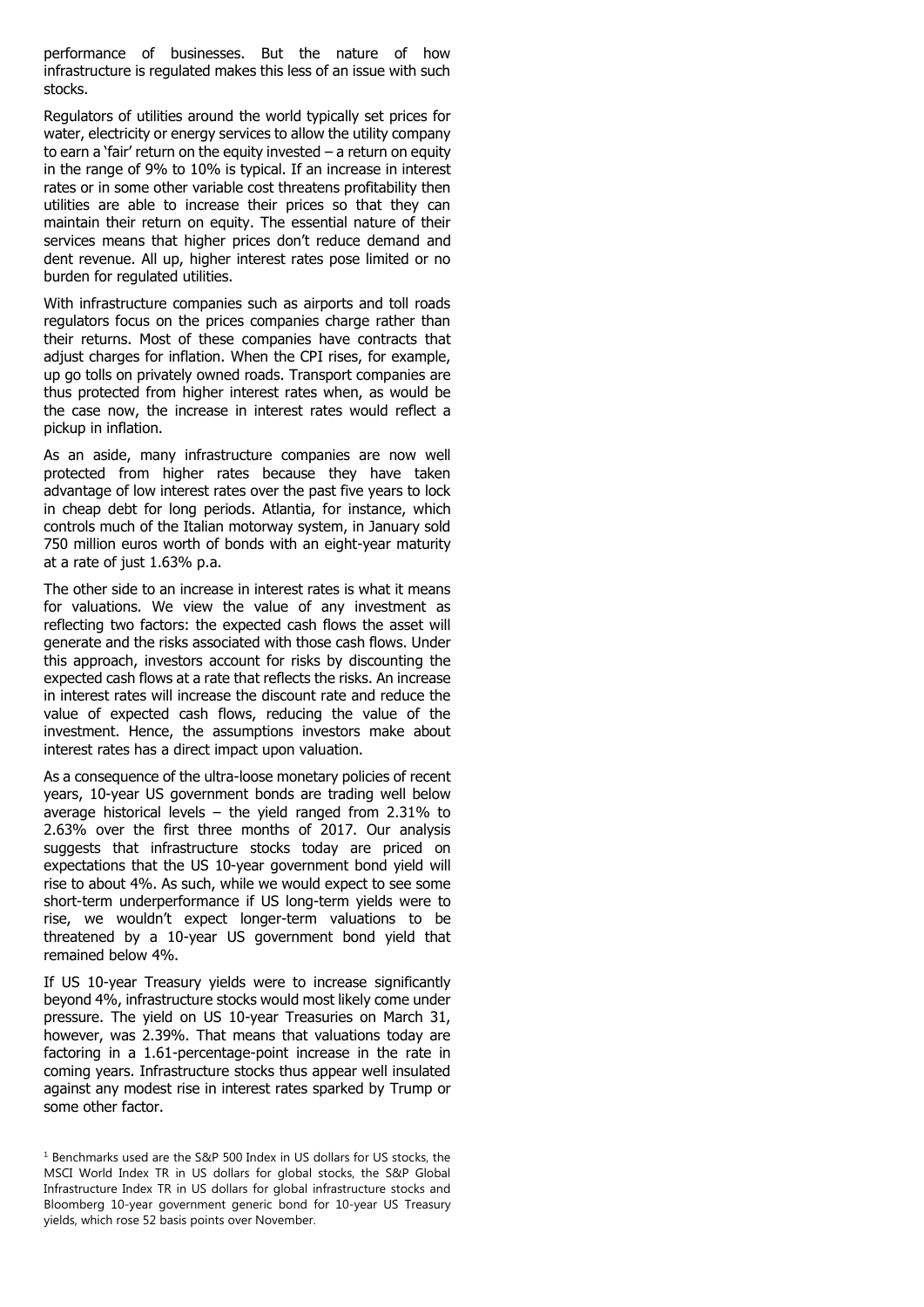performance of businesses. But the nature of how infrastructure is regulated makes this less of an issue with such stocks.

Regulators of utilities around the world typically set prices for water, electricity or energy services to allow the utility company to earn a 'fair' return on the equity invested – a return on equity in the range of 9% to 10% is typical. If an increase in interest rates or in some other variable cost threatens profitability then utilities are able to increase their prices so that they can maintain their return on equity. The essential nature of their services means that higher prices don't reduce demand and dent revenue. All up, higher interest rates pose limited or no burden for regulated utilities.

With infrastructure companies such as airports and toll roads regulators focus on the prices companies charge rather than their returns. Most of these companies have contracts that adjust charges for inflation. When the CPI rises, for example, up go tolls on privately owned roads. Transport companies are thus protected from higher interest rates when, as would be the case now, the increase in interest rates would reflect a pickup in inflation.

As an aside, many infrastructure companies are now well protected from higher rates because they have taken advantage of low interest rates over the past five years to lock in cheap debt for long periods. Atlantia, for instance, which controls much of the Italian motorway system, in January sold 750 million euros worth of bonds with an eight-year maturity at a rate of just 1.63% p.a.

The other side to an increase in interest rates is what it means for valuations. We view the value of any investment as reflecting two factors: the expected cash flows the asset will generate and the risks associated with those cash flows. Under this approach, investors account for risks by discounting the expected cash flows at a rate that reflects the risks. An increase in interest rates will increase the discount rate and reduce the value of expected cash flows, reducing the value of the investment. Hence, the assumptions investors make about interest rates has a direct impact upon valuation.

As a consequence of the ultra-loose monetary policies of recent years, 10-year US government bonds are trading well below average historical levels – the yield ranged from 2.31% to 2.63% over the first three months of 2017. Our analysis suggests that infrastructure stocks today are priced on expectations that the US 10-year government bond yield will rise to about 4%. As such, while we would expect to see some short-term underperformance if US long-term yields were to rise, we wouldn't expect longer-term valuations to be threatened by a 10-year US government bond yield that remained below 4%.

If US 10-year Treasury yields were to increase significantly beyond 4%, infrastructure stocks would most likely come under pressure. The yield on US 10-year Treasuries on March 31, however, was 2.39%. That means that valuations today are factoring in a 1.61-percentage-point increase in the rate in coming years. Infrastructure stocks thus appear well insulated against any modest rise in interest rates sparked by Trump or some other factor.

[1] Benchmarks used are the S&P 500 Index in US dollars for US stocks, the MSCI World Index TR in US dollars for global stocks, the S&P Global Infrastructure Index TR in US dollars for global infrastructure stocks and Bloomberg 10-year government generic bond for 10-year US Treasury yields, which rose 52 basis points over November.